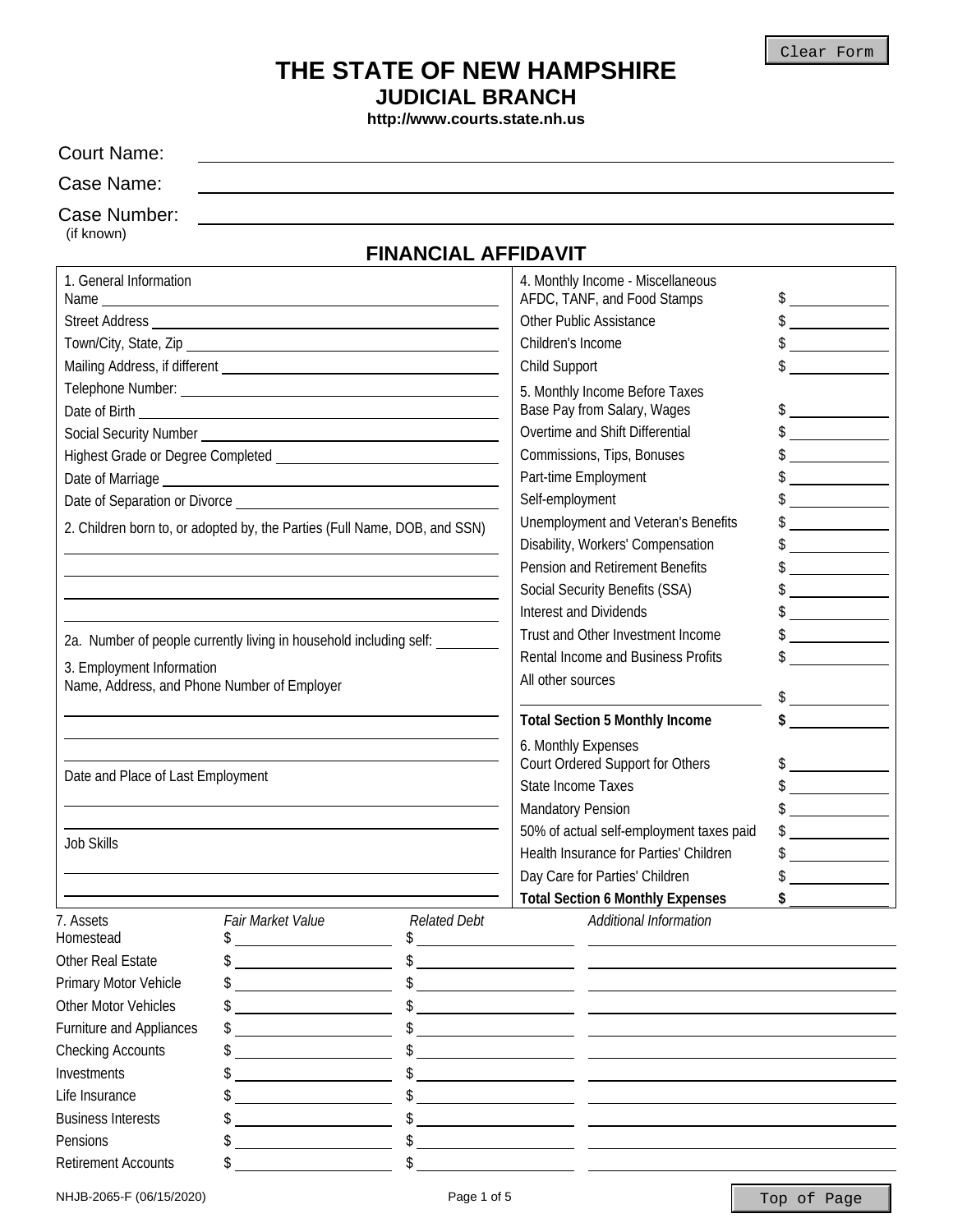# THE STATE OF NEW HAMPSHIRE
## JUDICIAL BRANCH
**http://www.courts.state.nh.us**

Court Name: ______________________

Case Name: ______________________

Case Number: ______________________
(if known)

## FINANCIAL AFFIDAVIT

**1. General Information**

Name ______________________

Street Address ______________________

Town/City, State, Zip ______________________

Mailing Address, if different ______________________

Telephone Number: ______________________

Date of Birth ______________________

Social Security Number ______________________

Highest Grade or Degree Completed ______________________

Date of Marriage ______________________

Date of Separation or Divorce ______________________

**2. Children born to, or adopted by, the Parties (Full Name, DOB, and SSN)**

______________________

______________________

______________________

______________________

2a. Number of people currently living in household including self: ________

**3. Employment Information**

Name, Address, and Phone Number of Employer

______________________

______________________

______________________

Date and Place of Last Employment

______________________

______________________

Job Skills

______________________

______________________

| 4. Monthly Income - Miscellaneous | |
|---|---|
| AFDC, TANF, and Food Stamps | $ |
| Other Public Assistance | $ |
| Children's Income | $ |
| Child Support | $ |

| 5. Monthly Income Before Taxes | |
|---|---|
| Base Pay from Salary, Wages | $ |
| Overtime and Shift Differential | $ |
| Commissions, Tips, Bonuses | $ |
| Part-time Employment | $ |
| Self-employment | $ |
| Unemployment and Veteran's Benefits | $ |
| Disability, Workers' Compensation | $ |
| Pension and Retirement Benefits | $ |
| Social Security Benefits (SSA) | $ |
| Interest and Dividends | $ |
| Trust and Other Investment Income | $ |
| Rental Income and Business Profits | $ |
| All other sources ______________________ | $ |
| **Total Section 5 Monthly Income** | **$** |

| 6. Monthly Expenses | |
|---|---|
| Court Ordered Support for Others | $ |
| State Income Taxes | $ |
| Mandatory Pension | $ |
| 50% of actual self-employment taxes paid | $ |
| Health Insurance for Parties' Children | $ |
| Day Care for Parties' Children | $ |
| **Total Section 6 Monthly Expenses** | **$** |

| 7. Assets | *Fair Market Value* | *Related Debt* | *Additional Information* |
|---|---|---|---|
| Homestead | $ | $ | |
| Other Real Estate | $ | $ | |
| Primary Motor Vehicle | $ | $ | |
| Other Motor Vehicles | $ | $ | |
| Furniture and Appliances | $ | $ | |
| Checking Accounts | $ | $ | |
| Investments | $ | $ | |
| Life Insurance | $ | $ | |
| Business Interests | $ | $ | |
| Pensions | $ | $ | |
| Retirement Accounts | $ | $ | |

NHJB-2065-F (06/15/2020)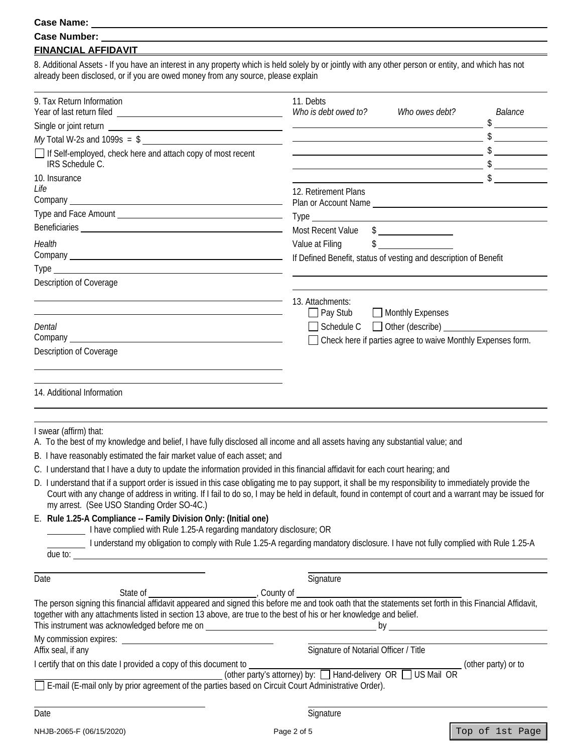**Case Name:** 

**Case Number:** 

**FINANCIAL AFFIDAVIT**

8. Additional Assets - If you have an interest in any property which is held solely by or jointly with any other person or entity, and which has not already been disclosed, or if you are owed money from any source, please explain

9. Tax Return Information

Year of last return filed 

Single or joint return 

*My* Total W-2s and 1099s = $ 

☐ If Self-employed, check here and attach copy of most recent IRS Schedule C.

10. Insurance

*Life*

Company 

Type and Face Amount 

Beneficiaries 

*Health*

Company 

Type 

Description of Coverage

*Dental*

Company 

Description of Coverage

11. Debts

| *Who is debt owed to?* | *Who owes debt?* | *Balance* |
|---|---|---|
| | | $ |
| | | $ |
| | | $ |
| | | $ |
| | | $ |

12. Retirement Plans

Plan or Account Name 

Type 

Most Recent Value $ 

Value at Filing $ 

If Defined Benefit, status of vesting and description of Benefit

13. Attachments:

☐ Pay Stub ☐ Monthly Expenses

☐ Schedule C ☐ Other (describe) 

☐ Check here if parties agree to waive Monthly Expenses form.

14. Additional Information

I swear (affirm) that:

A. To the best of my knowledge and belief, I have fully disclosed all income and all assets having any substantial value; and

B. I have reasonably estimated the fair market value of each asset; and

C. I understand that I have a duty to update the information provided in this financial affidavit for each court hearing; and

D. I understand that if a support order is issued in this case obligating me to pay support, it shall be my responsibility to immediately provide the Court with any change of address in writing. If I fail to do so, I may be held in default, found in contempt of court and a warrant may be issued for my arrest. (See USO Standing Order SO-4C.)

E. **Rule 1.25-A Compliance -- Family Division Only: (Initial one)**

_________ I have complied with Rule 1.25-A regarding mandatory disclosure; OR

_________ I understand my obligation to comply with Rule 1.25-A regarding mandatory disclosure. I have not fully complied with Rule 1.25-A due to: 

Date Signature

State of _______________, County of _______________

The person signing this financial affidavit appeared and signed this before me and took oath that the statements set forth in this Financial Affidavit, together with any attachments listed in section 13 above, are true to the best of his or her knowledge and belief.

This instrument was acknowledged before me on _______________ by _______________

My commission expires: 

Affix seal, if any

Signature of Notarial Officer / Title

I certify that on this date I provided a copy of this document to _______________ (other party) or to _______________ (other party's attorney) by: ☐ Hand-delivery OR ☐ US Mail OR

☐ E-mail (E-mail only by prior agreement of the parties based on Circuit Court Administrative Order).

Date Signature

NHJB-2065-F (06/15/2020)

Top of 1st Page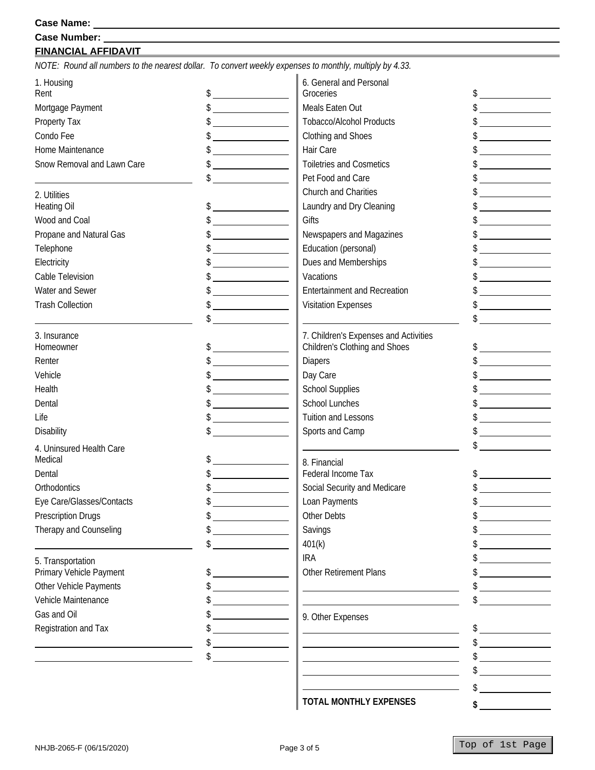**Case Name:** ______________________

**Case Number:** ______________________

**FINANCIAL AFFIDAVIT**

*NOTE: Round all numbers to the nearest dollar. To convert weekly expenses to monthly, multiply by 4.33.*

| 1. Housing | |
|---|---|
| Rent | $ |
| Mortgage Payment | $ |
| Property Tax | $ |
| Condo Fee | $ |
| Home Maintenance | $ |
| Snow Removal and Lawn Care | $ |
| ______________________ | $ |

| 2. Utilities | |
|---|---|
| Heating Oil | $ |
| Wood and Coal | $ |
| Propane and Natural Gas | $ |
| Telephone | $ |
| Electricity | $ |
| Cable Television | $ |
| Water and Sewer | $ |
| Trash Collection | $ |
| ______________________ | $ |

| 3. Insurance | |
|---|---|
| Homeowner | $ |
| Renter | $ |
| Vehicle | $ |
| Health | $ |
| Dental | $ |
| Life | $ |
| Disability | $ |

| 4. Uninsured Health Care | |
|---|---|
| Medical | $ |
| Dental | $ |
| Orthodontics | $ |
| Eye Care/Glasses/Contacts | $ |
| Prescription Drugs | $ |
| Therapy and Counseling | $ |
| ______________________ | $ |

| 5. Transportation | |
|---|---|
| Primary Vehicle Payment | $ |
| Other Vehicle Payments | $ |
| Vehicle Maintenance | $ |
| Gas and Oil | $ |
| Registration and Tax | $ |
| ______________________ | $ |
| ______________________ | $ |

| 6. General and Personal | |
|---|---|
| Groceries | $ |
| Meals Eaten Out | $ |
| Tobacco/Alcohol Products | $ |
| Clothing and Shoes | $ |
| Hair Care | $ |
| Toiletries and Cosmetics | $ |
| Pet Food and Care | $ |
| Church and Charities | $ |
| Laundry and Dry Cleaning | $ |
| Gifts | $ |
| Newspapers and Magazines | $ |
| Education (personal) | $ |
| Dues and Memberships | $ |
| Vacations | $ |
| Entertainment and Recreation | $ |
| Visitation Expenses | $ |
| ______________________ | $ |

| 7. Children's Expenses and Activities | |
|---|---|
| Children's Clothing and Shoes | $ |
| Diapers | $ |
| Day Care | $ |
| School Supplies | $ |
| School Lunches | $ |
| Tuition and Lessons | $ |
| Sports and Camp | $ |
| ______________________ | $ |

| 8. Financial | |
|---|---|
| Federal Income Tax | $ |
| Social Security and Medicare | $ |
| Loan Payments | $ |
| Other Debts | $ |
| Savings | $ |
| 401(k) | $ |
| IRA | $ |
| Other Retirement Plans | $ |
| ______________________ | $ |
| ______________________ | $ |

| 9. Other Expenses | |
|---|---|
| ______________________ | $ |
| ______________________ | $ |
| ______________________ | $ |
| ______________________ | $ |
| ______________________ | $ |
| **TOTAL MONTHLY EXPENSES** | **$** |

NHJB-2065-F (06/15/2020)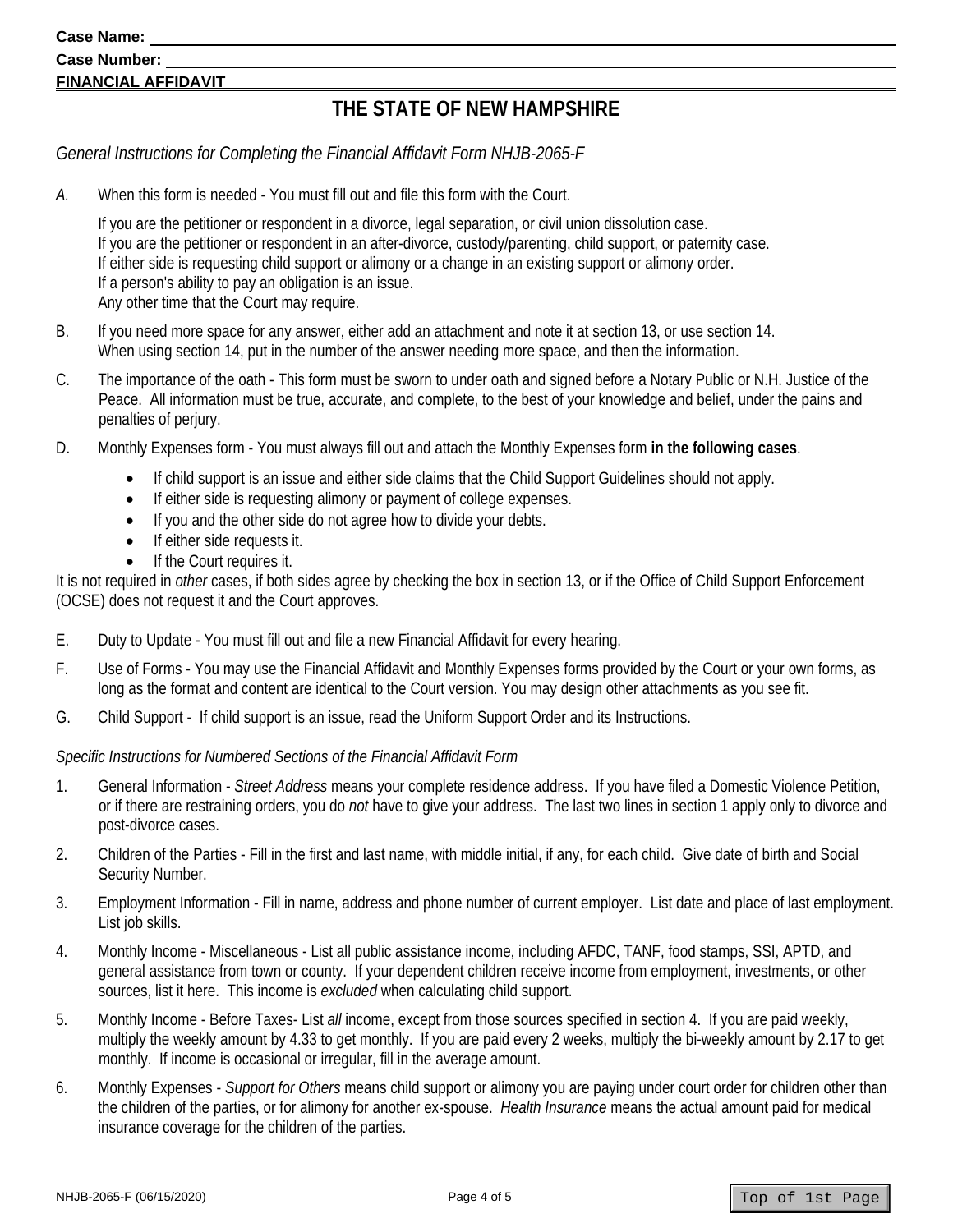Case Name:

Case Number:

FINANCIAL AFFIDAVIT

# THE STATE OF NEW HAMPSHIRE

*General Instructions for Completing the Financial Affidavit Form NHJB-2065-F*

*A.* When this form is needed - You must fill out and file this form with the Court.

If you are the petitioner or respondent in a divorce, legal separation, or civil union dissolution case.
If you are the petitioner or respondent in an after-divorce, custody/parenting, child support, or paternity case.
If either side is requesting child support or alimony or a change in an existing support or alimony order.
If a person's ability to pay an obligation is an issue.
Any other time that the Court may require.

B. If you need more space for any answer, either add an attachment and note it at section 13, or use section 14. When using section 14, put in the number of the answer needing more space, and then the information.

C. The importance of the oath - This form must be sworn to under oath and signed before a Notary Public or N.H. Justice of the Peace. All information must be true, accurate, and complete, to the best of your knowledge and belief, under the pains and penalties of perjury.

D. Monthly Expenses form - You must always fill out and attach the Monthly Expenses form **in the following cases**.

- If child support is an issue and either side claims that the Child Support Guidelines should not apply.
- If either side is requesting alimony or payment of college expenses.
- If you and the other side do not agree how to divide your debts.
- If either side requests it.
- If the Court requires it.

It is not required in *other* cases, if both sides agree by checking the box in section 13, or if the Office of Child Support Enforcement (OCSE) does not request it and the Court approves.

E. Duty to Update - You must fill out and file a new Financial Affidavit for every hearing.

F. Use of Forms - You may use the Financial Affidavit and Monthly Expenses forms provided by the Court or your own forms, as long as the format and content are identical to the Court version. You may design other attachments as you see fit.

G. Child Support - If child support is an issue, read the Uniform Support Order and its Instructions.

*Specific Instructions for Numbered Sections of the Financial Affidavit Form*

1. General Information - *Street Address* means your complete residence address. If you have filed a Domestic Violence Petition, or if there are restraining orders, you do *not* have to give your address. The last two lines in section 1 apply only to divorce and post-divorce cases.

2. Children of the Parties - Fill in the first and last name, with middle initial, if any, for each child. Give date of birth and Social Security Number.

3. Employment Information - Fill in name, address and phone number of current employer. List date and place of last employment. List job skills.

4. Monthly Income - Miscellaneous - List all public assistance income, including AFDC, TANF, food stamps, SSI, APTD, and general assistance from town or county. If your dependent children receive income from employment, investments, or other sources, list it here. This income is *excluded* when calculating child support.

5. Monthly Income - Before Taxes- List *all* income, except from those sources specified in section 4. If you are paid weekly, multiply the weekly amount by 4.33 to get monthly. If you are paid every 2 weeks, multiply the bi-weekly amount by 2.17 to get monthly. If income is occasional or irregular, fill in the average amount.

6. Monthly Expenses - *Support for Others* means child support or alimony you are paying under court order for children other than the children of the parties, or for alimony for another ex-spouse. *Health Insurance* means the actual amount paid for medical insurance coverage for the children of the parties.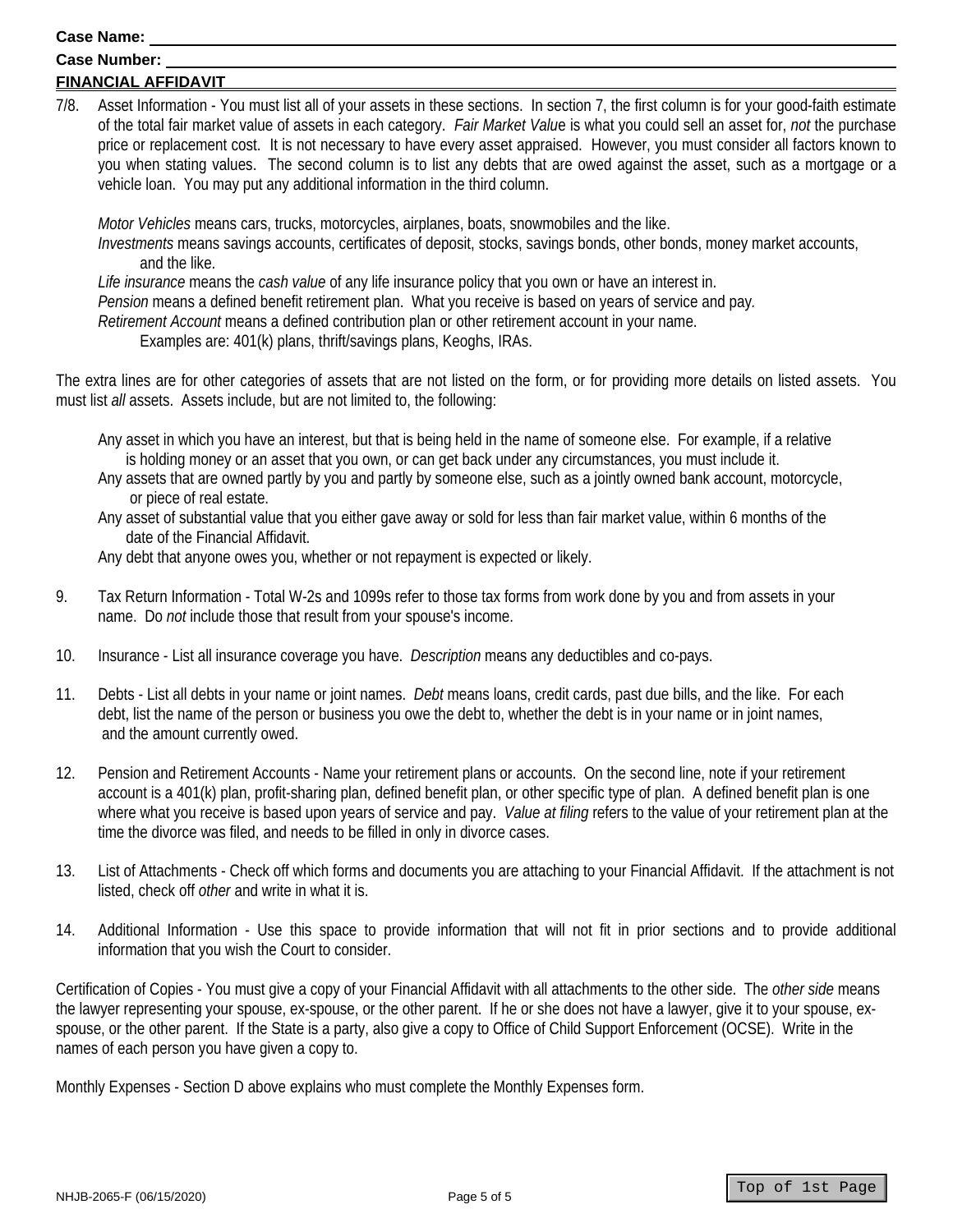**Case Name:** 

**Case Number:** 

**FINANCIAL AFFIDAVIT**

7/8. Asset Information - You must list all of your assets in these sections. In section 7, the first column is for your good-faith estimate of the total fair market value of assets in each category. *Fair Market Value* is what you could sell an asset for, *not* the purchase price or replacement cost. It is not necessary to have every asset appraised. However, you must consider all factors known to you when stating values. The second column is to list any debts that are owed against the asset, such as a mortgage or a vehicle loan. You may put any additional information in the third column.

*Motor Vehicles* means cars, trucks, motorcycles, airplanes, boats, snowmobiles and the like.
*Investments* means savings accounts, certificates of deposit, stocks, savings bonds, other bonds, money market accounts, and the like.
*Life insurance* means the *cash value* of any life insurance policy that you own or have an interest in.
*Pension* means a defined benefit retirement plan. What you receive is based on years of service and pay.
*Retirement Account* means a defined contribution plan or other retirement account in your name. Examples are: 401(k) plans, thrift/savings plans, Keoghs, IRAs.

The extra lines are for other categories of assets that are not listed on the form, or for providing more details on listed assets. You must list *all* assets. Assets include, but are not limited to, the following:

Any asset in which you have an interest, but that is being held in the name of someone else. For example, if a relative is holding money or an asset that you own, or can get back under any circumstances, you must include it.
Any assets that are owned partly by you and partly by someone else, such as a jointly owned bank account, motorcycle, or piece of real estate.
Any asset of substantial value that you either gave away or sold for less than fair market value, within 6 months of the date of the Financial Affidavit.
Any debt that anyone owes you, whether or not repayment is expected or likely.

9. Tax Return Information - Total W-2s and 1099s refer to those tax forms from work done by you and from assets in your name. Do *not* include those that result from your spouse's income.

10. Insurance - List all insurance coverage you have. *Description* means any deductibles and co-pays.

11. Debts - List all debts in your name or joint names. *Debt* means loans, credit cards, past due bills, and the like. For each debt, list the name of the person or business you owe the debt to, whether the debt is in your name or in joint names, and the amount currently owed.

12. Pension and Retirement Accounts - Name your retirement plans or accounts. On the second line, note if your retirement account is a 401(k) plan, profit-sharing plan, defined benefit plan, or other specific type of plan. A defined benefit plan is one where what you receive is based upon years of service and pay. *Value at filing* refers to the value of your retirement plan at the time the divorce was filed, and needs to be filled in only in divorce cases.

13. List of Attachments - Check off which forms and documents you are attaching to your Financial Affidavit. If the attachment is not listed, check off *other* and write in what it is.

14. Additional Information - Use this space to provide information that will not fit in prior sections and to provide additional information that you wish the Court to consider.

Certification of Copies - You must give a copy of your Financial Affidavit with all attachments to the other side. The *other side* means the lawyer representing your spouse, ex-spouse, or the other parent. If he or she does not have a lawyer, give it to your spouse, ex-spouse, or the other parent. If the State is a party, also give a copy to Office of Child Support Enforcement (OCSE). Write in the names of each person you have given a copy to.

Monthly Expenses - Section D above explains who must complete the Monthly Expenses form.

NHJB-2065-F (06/15/2020)

Top of 1st Page